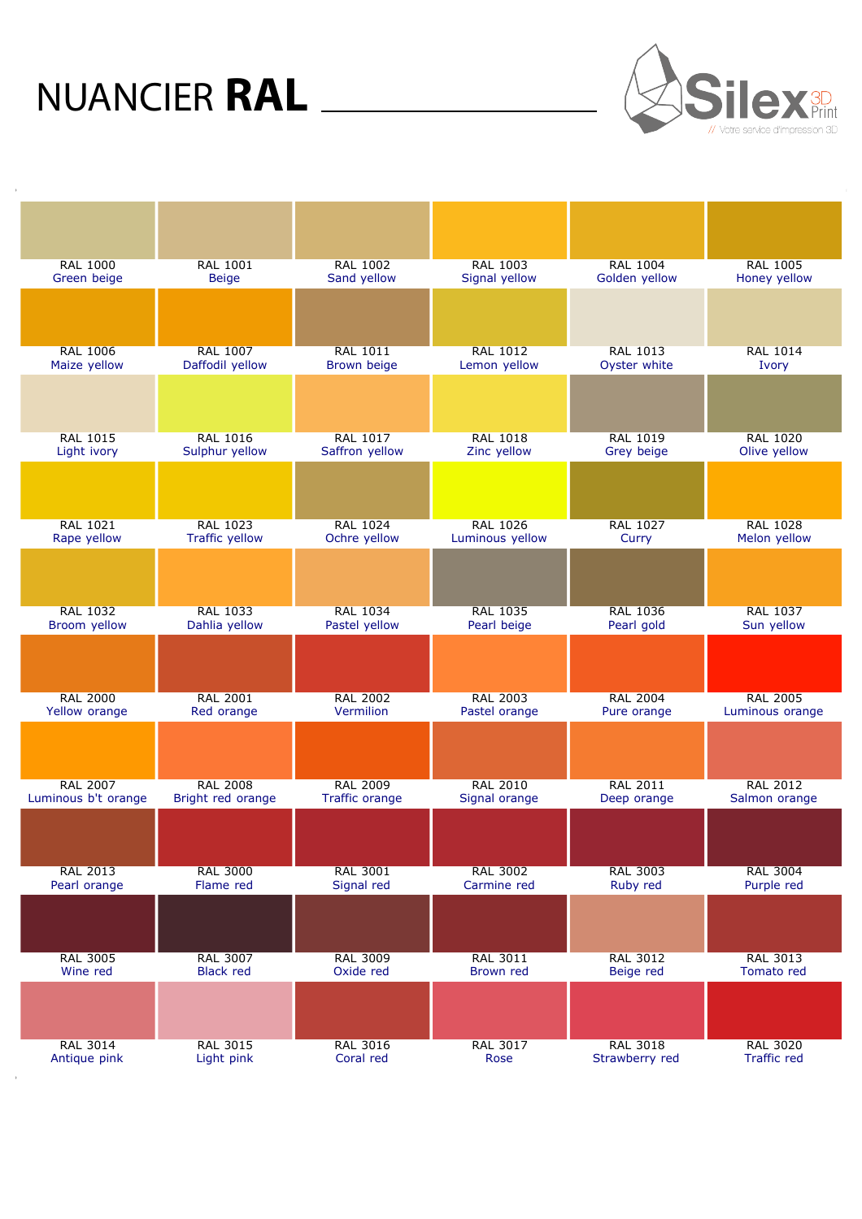# NUANCIER **RAL**

Silex 3D Print
// Votre service d'impression 3D

| | | | | | |
|---|---|---|---|---|---|
| RAL 1000<br>Green beige | RAL 1001<br>Beige | RAL 1002<br>Sand yellow | RAL 1003<br>Signal yellow | RAL 1004<br>Golden yellow | RAL 1005<br>Honey yellow |
| RAL 1006<br>Maize yellow | RAL 1007<br>Daffodil yellow | RAL 1011<br>Brown beige | RAL 1012<br>Lemon yellow | RAL 1013<br>Oyster white | RAL 1014<br>Ivory |
| RAL 1015<br>Light ivory | RAL 1016<br>Sulphur yellow | RAL 1017<br>Saffron yellow | RAL 1018<br>Zinc yellow | RAL 1019<br>Grey beige | RAL 1020<br>Olive yellow |
| RAL 1021<br>Rape yellow | RAL 1023<br>Traffic yellow | RAL 1024<br>Ochre yellow | RAL 1026<br>Luminous yellow | RAL 1027<br>Curry | RAL 1028<br>Melon yellow |
| RAL 1032<br>Broom yellow | RAL 1033<br>Dahlia yellow | RAL 1034<br>Pastel yellow | RAL 1035<br>Pearl beige | RAL 1036<br>Pearl gold | RAL 1037<br>Sun yellow |
| RAL 2000<br>Yellow orange | RAL 2001<br>Red orange | RAL 2002<br>Vermilion | RAL 2003<br>Pastel orange | RAL 2004<br>Pure orange | RAL 2005<br>Luminous orange |
| RAL 2007<br>Luminous b't orange | RAL 2008<br>Bright red orange | RAL 2009<br>Traffic orange | RAL 2010<br>Signal orange | RAL 2011<br>Deep orange | RAL 2012<br>Salmon orange |
| RAL 2013<br>Pearl orange | RAL 3000<br>Flame red | RAL 3001<br>Signal red | RAL 3002<br>Carmine red | RAL 3003<br>Ruby red | RAL 3004<br>Purple red |
| RAL 3005<br>Wine red | RAL 3007<br>Black red | RAL 3009<br>Oxide red | RAL 3011<br>Brown red | RAL 3012<br>Beige red | RAL 3013<br>Tomato red |
| RAL 3014<br>Antique pink | RAL 3015<br>Light pink | RAL 3016<br>Coral red | RAL 3017<br>Rose | RAL 3018<br>Strawberry red | RAL 3020<br>Traffic red |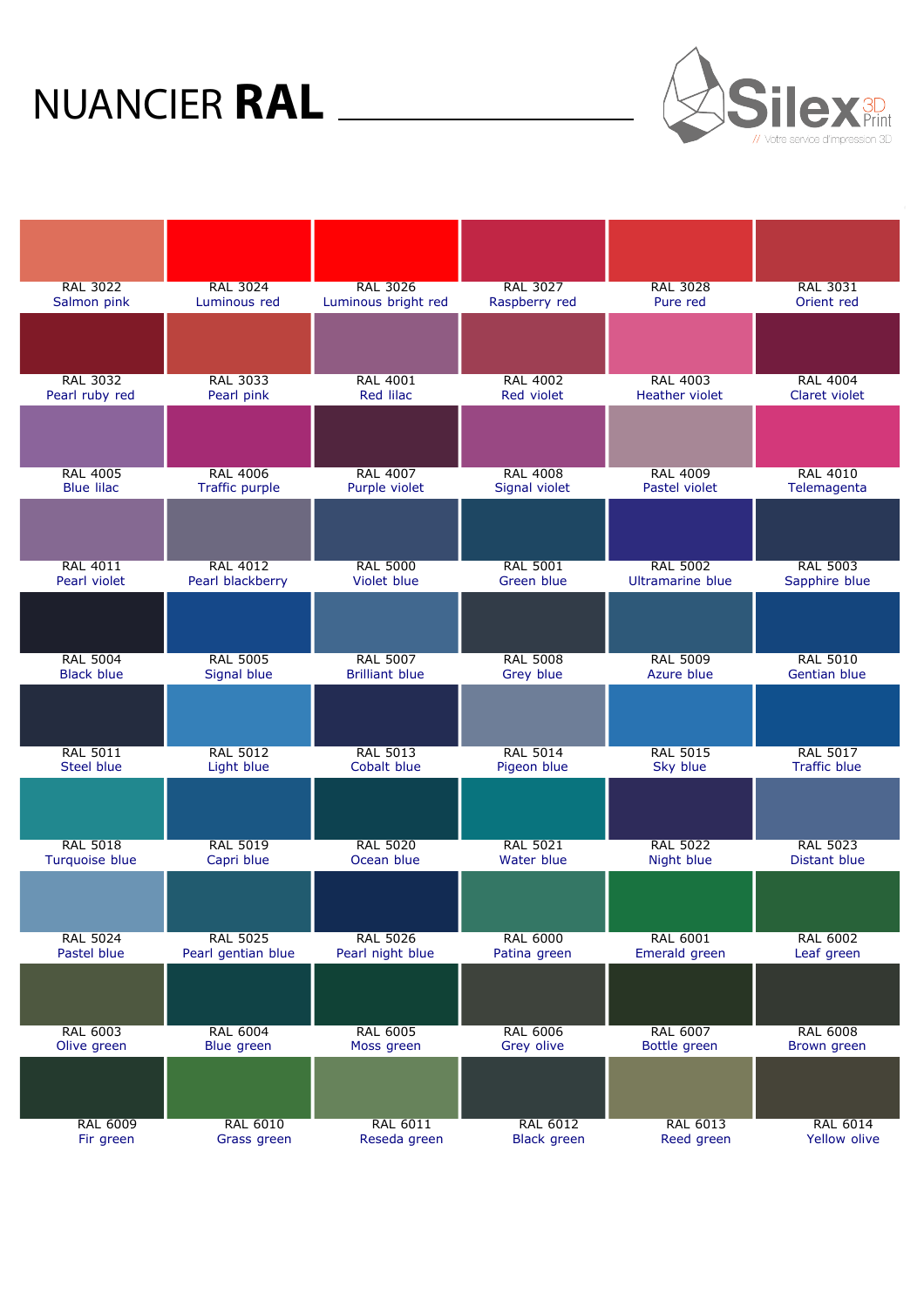# NUANCIER **RAL**

Silex 3D Print — // Votre service d'impression 3D

| | | | | | |
|---|---|---|---|---|---|
| RAL 3022<br>Salmon pink | RAL 3024<br>Luminous red | RAL 3026<br>Luminous bright red | RAL 3027<br>Raspberry red | RAL 3028<br>Pure red | RAL 3031<br>Orient red |
| RAL 3032<br>Pearl ruby red | RAL 3033<br>Pearl pink | RAL 4001<br>Red lilac | RAL 4002<br>Red violet | RAL 4003<br>Heather violet | RAL 4004<br>Claret violet |
| RAL 4005<br>Blue lilac | RAL 4006<br>Traffic purple | RAL 4007<br>Purple violet | RAL 4008<br>Signal violet | RAL 4009<br>Pastel violet | RAL 4010<br>Telemagenta |
| RAL 4011<br>Pearl violet | RAL 4012<br>Pearl blackberry | RAL 5000<br>Violet blue | RAL 5001<br>Green blue | RAL 5002<br>Ultramarine blue | RAL 5003<br>Sapphire blue |
| RAL 5004<br>Black blue | RAL 5005<br>Signal blue | RAL 5007<br>Brilliant blue | RAL 5008<br>Grey blue | RAL 5009<br>Azure blue | RAL 5010<br>Gentian blue |
| RAL 5011<br>Steel blue | RAL 5012<br>Light blue | RAL 5013<br>Cobalt blue | RAL 5014<br>Pigeon blue | RAL 5015<br>Sky blue | RAL 5017<br>Traffic blue |
| RAL 5018<br>Turquoise blue | RAL 5019<br>Capri blue | RAL 5020<br>Ocean blue | RAL 5021<br>Water blue | RAL 5022<br>Night blue | RAL 5023<br>Distant blue |
| RAL 5024<br>Pastel blue | RAL 5025<br>Pearl gentian blue | RAL 5026<br>Pearl night blue | RAL 6000<br>Patina green | RAL 6001<br>Emerald green | RAL 6002<br>Leaf green |
| RAL 6003<br>Olive green | RAL 6004<br>Blue green | RAL 6005<br>Moss green | RAL 6006<br>Grey olive | RAL 6007<br>Bottle green | RAL 6008<br>Brown green |
| RAL 6009<br>Fir green | RAL 6010<br>Grass green | RAL 6011<br>Reseda green | RAL 6012<br>Black green | RAL 6013<br>Reed green | RAL 6014<br>Yellow olive |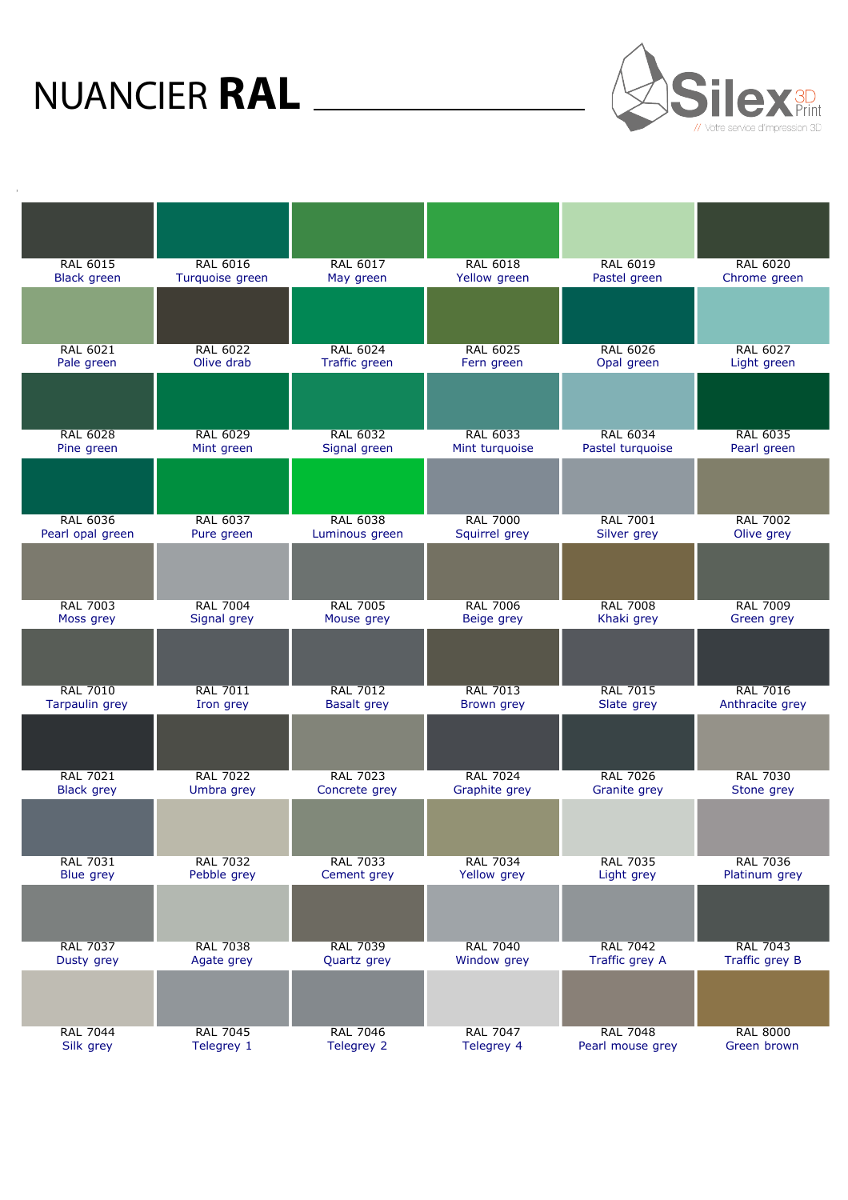# NUANCIER **RAL**

Silex 3D Print
// Votre service d'impression 3D

| | | | | | |
|---|---|---|---|---|---|
| RAL 6015<br>Black green | RAL 6016<br>Turquoise green | RAL 6017<br>May green | RAL 6018<br>Yellow green | RAL 6019<br>Pastel green | RAL 6020<br>Chrome green |
| RAL 6021<br>Pale green | RAL 6022<br>Olive drab | RAL 6024<br>Traffic green | RAL 6025<br>Fern green | RAL 6026<br>Opal green | RAL 6027<br>Light green |
| RAL 6028<br>Pine green | RAL 6029<br>Mint green | RAL 6032<br>Signal green | RAL 6033<br>Mint turquoise | RAL 6034<br>Pastel turquoise | RAL 6035<br>Pearl green |
| RAL 6036<br>Pearl opal green | RAL 6037<br>Pure green | RAL 6038<br>Luminous green | RAL 7000<br>Squirrel grey | RAL 7001<br>Silver grey | RAL 7002<br>Olive grey |
| RAL 7003<br>Moss grey | RAL 7004<br>Signal grey | RAL 7005<br>Mouse grey | RAL 7006<br>Beige grey | RAL 7008<br>Khaki grey | RAL 7009<br>Green grey |
| RAL 7010<br>Tarpaulin grey | RAL 7011<br>Iron grey | RAL 7012<br>Basalt grey | RAL 7013<br>Brown grey | RAL 7015<br>Slate grey | RAL 7016<br>Anthracite grey |
| RAL 7021<br>Black grey | RAL 7022<br>Umbra grey | RAL 7023<br>Concrete grey | RAL 7024<br>Graphite grey | RAL 7026<br>Granite grey | RAL 7030<br>Stone grey |
| RAL 7031<br>Blue grey | RAL 7032<br>Pebble grey | RAL 7033<br>Cement grey | RAL 7034<br>Yellow grey | RAL 7035<br>Light grey | RAL 7036<br>Platinum grey |
| RAL 7037<br>Dusty grey | RAL 7038<br>Agate grey | RAL 7039<br>Quartz grey | RAL 7040<br>Window grey | RAL 7042<br>Traffic grey A | RAL 7043<br>Traffic grey B |
| RAL 7044<br>Silk grey | RAL 7045<br>Telegrey 1 | RAL 7046<br>Telegrey 2 | RAL 7047<br>Telegrey 4 | RAL 7048<br>Pearl mouse grey | RAL 8000<br>Green brown |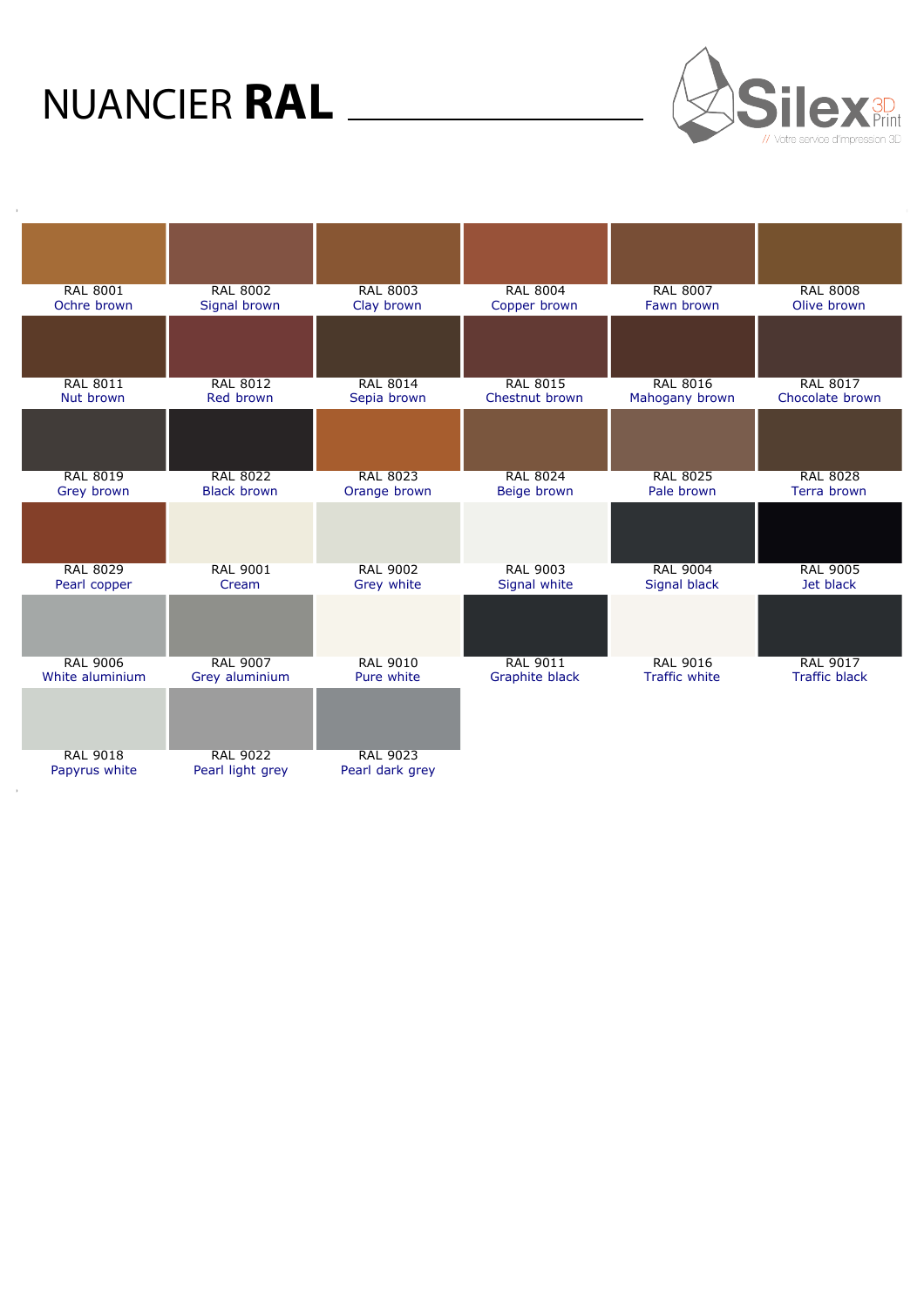# NUANCIER **RAL**

Silex 3D Print
// Votre service d'impression 3D

| | | | | | |
|---|---|---|---|---|---|
| RAL 8001<br>Ochre brown | RAL 8002<br>Signal brown | RAL 8003<br>Clay brown | RAL 8004<br>Copper brown | RAL 8007<br>Fawn brown | RAL 8008<br>Olive brown |
| RAL 8011<br>Nut brown | RAL 8012<br>Red brown | RAL 8014<br>Sepia brown | RAL 8015<br>Chestnut brown | RAL 8016<br>Mahogany brown | RAL 8017<br>Chocolate brown |
| RAL 8019<br>Grey brown | RAL 8022<br>Black brown | RAL 8023<br>Orange brown | RAL 8024<br>Beige brown | RAL 8025<br>Pale brown | RAL 8028<br>Terra brown |
| RAL 8029<br>Pearl copper | RAL 9001<br>Cream | RAL 9002<br>Grey white | RAL 9003<br>Signal white | RAL 9004<br>Signal black | RAL 9005<br>Jet black |
| RAL 9006<br>White aluminium | RAL 9007<br>Grey aluminium | RAL 9010<br>Pure white | RAL 9011<br>Graphite black | RAL 9016<br>Traffic white | RAL 9017<br>Traffic black |
| RAL 9018<br>Papyrus white | RAL 9022<br>Pearl light grey | RAL 9023<br>Pearl dark grey | | | |